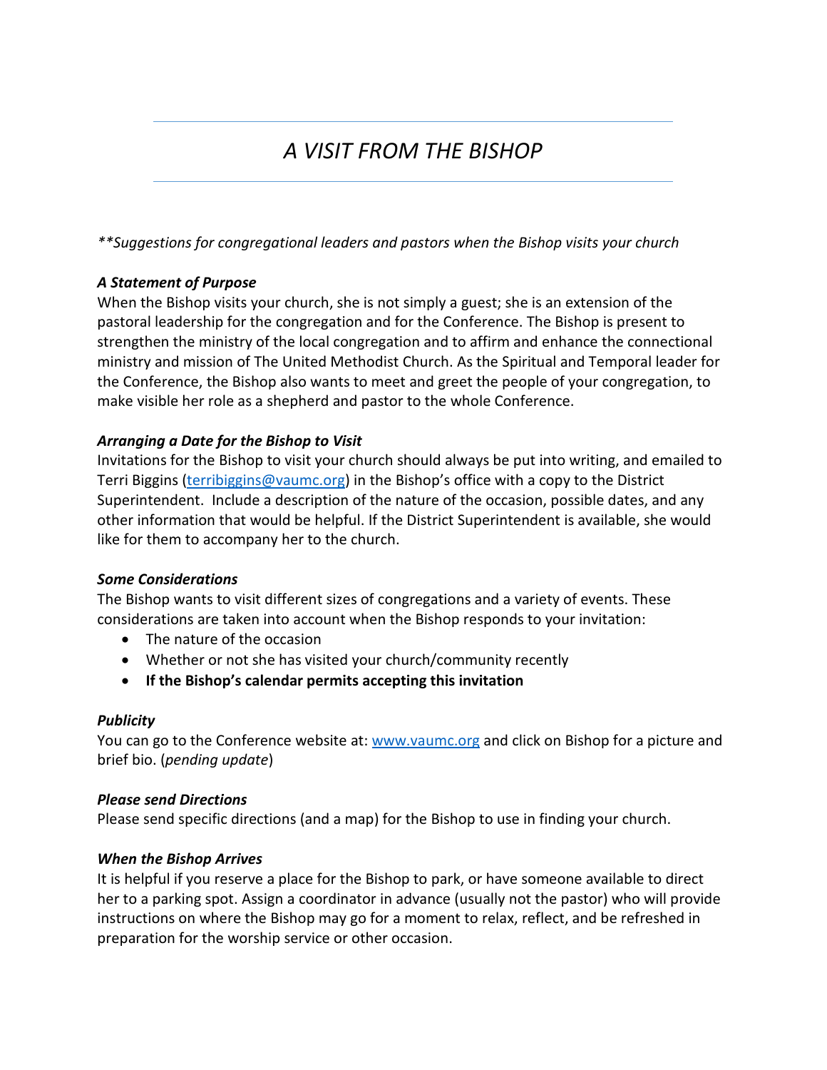# *A VISIT FROM THE BISHOP*

*\*\*Suggestions for congregational leaders and pastors when the Bishop visits your church*

***A Statement of Purpose***

When the Bishop visits your church, she is not simply a guest; she is an extension of the pastoral leadership for the congregation and for the Conference. The Bishop is present to strengthen the ministry of the local congregation and to affirm and enhance the connectional ministry and mission of The United Methodist Church. As the Spiritual and Temporal leader for the Conference, the Bishop also wants to meet and greet the people of your congregation, to make visible her role as a shepherd and pastor to the whole Conference.

***Arranging a Date for the Bishop to Visit***

Invitations for the Bishop to visit your church should always be put into writing, and emailed to Terri Biggins (terribiggins@vaumc.org) in the Bishop's office with a copy to the District Superintendent. Include a description of the nature of the occasion, possible dates, and any other information that would be helpful. If the District Superintendent is available, she would like for them to accompany her to the church.

***Some Considerations***

The Bishop wants to visit different sizes of congregations and a variety of events. These considerations are taken into account when the Bishop responds to your invitation:

- The nature of the occasion
- Whether or not she has visited your church/community recently
- **If the Bishop's calendar permits accepting this invitation**

***Publicity***

You can go to the Conference website at: www.vaumc.org and click on Bishop for a picture and brief bio. (*pending update*)

***Please send Directions***

Please send specific directions (and a map) for the Bishop to use in finding your church.

***When the Bishop Arrives***

It is helpful if you reserve a place for the Bishop to park, or have someone available to direct her to a parking spot. Assign a coordinator in advance (usually not the pastor) who will provide instructions on where the Bishop may go for a moment to relax, reflect, and be refreshed in preparation for the worship service or other occasion.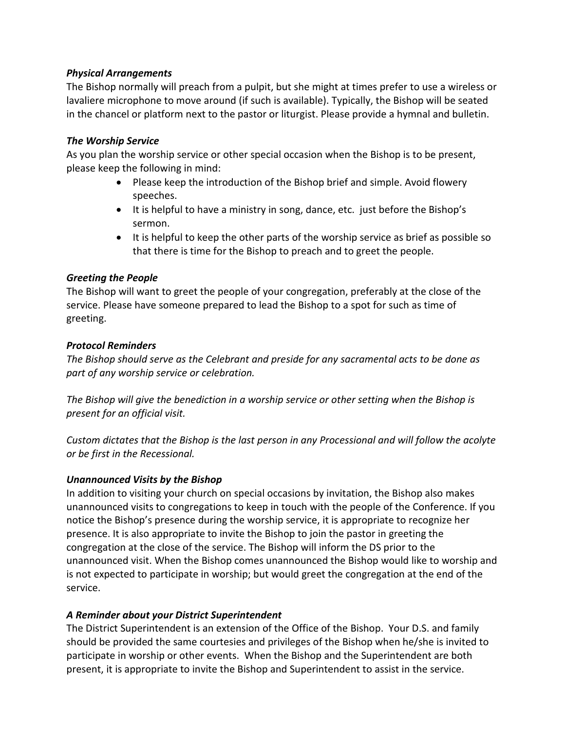### *Physical Arrangements*

The Bishop normally will preach from a pulpit, but she might at times prefer to use a wireless or lavaliere microphone to move around (if such is available). Typically, the Bishop will be seated in the chancel or platform next to the pastor or liturgist. Please provide a hymnal and bulletin.

### *The Worship Service*

As you plan the worship service or other special occasion when the Bishop is to be present, please keep the following in mind:

- Please keep the introduction of the Bishop brief and simple. Avoid flowery speeches.
- It is helpful to have a ministry in song, dance, etc. just before the Bishop's sermon.
- It is helpful to keep the other parts of the worship service as brief as possible so that there is time for the Bishop to preach and to greet the people.

### *Greeting the People*

The Bishop will want to greet the people of your congregation, preferably at the close of the service. Please have someone prepared to lead the Bishop to a spot for such as time of greeting.

### *Protocol Reminders*

*The Bishop should serve as the Celebrant and preside for any sacramental acts to be done as part of any worship service or celebration.*

*The Bishop will give the benediction in a worship service or other setting when the Bishop is present for an official visit.*

*Custom dictates that the Bishop is the last person in any Processional and will follow the acolyte or be first in the Recessional.*

### *Unannounced Visits by the Bishop*

In addition to visiting your church on special occasions by invitation, the Bishop also makes unannounced visits to congregations to keep in touch with the people of the Conference. If you notice the Bishop's presence during the worship service, it is appropriate to recognize her presence. It is also appropriate to invite the Bishop to join the pastor in greeting the congregation at the close of the service. The Bishop will inform the DS prior to the unannounced visit. When the Bishop comes unannounced the Bishop would like to worship and is not expected to participate in worship; but would greet the congregation at the end of the service.

### *A Reminder about your District Superintendent*

The District Superintendent is an extension of the Office of the Bishop. Your D.S. and family should be provided the same courtesies and privileges of the Bishop when he/she is invited to participate in worship or other events. When the Bishop and the Superintendent are both present, it is appropriate to invite the Bishop and Superintendent to assist in the service.